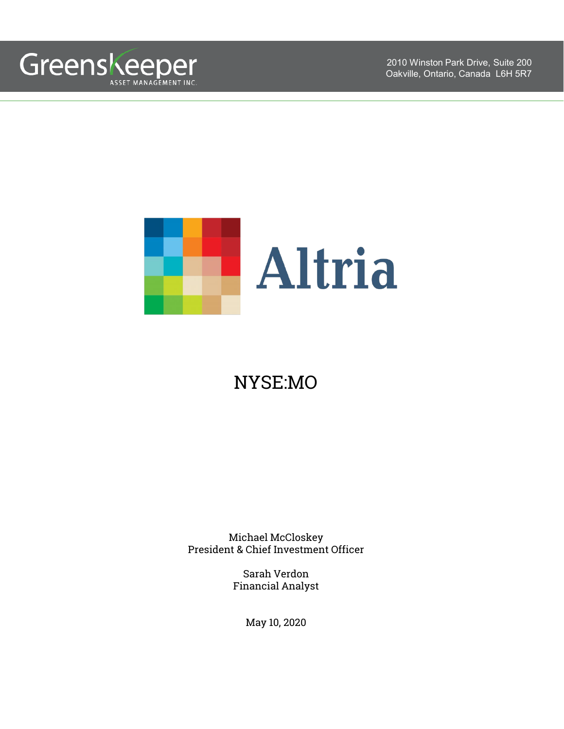Greenskeeper
ASSET MANAGEMENT INC.

2010 Winston Park Drive, Suite 200
Oakville, Ontario, Canada L6H 5R7

# Altria

## NYSE:MO

Michael McCloskey
President & Chief Investment Officer

Sarah Verdon
Financial Analyst

May 10, 2020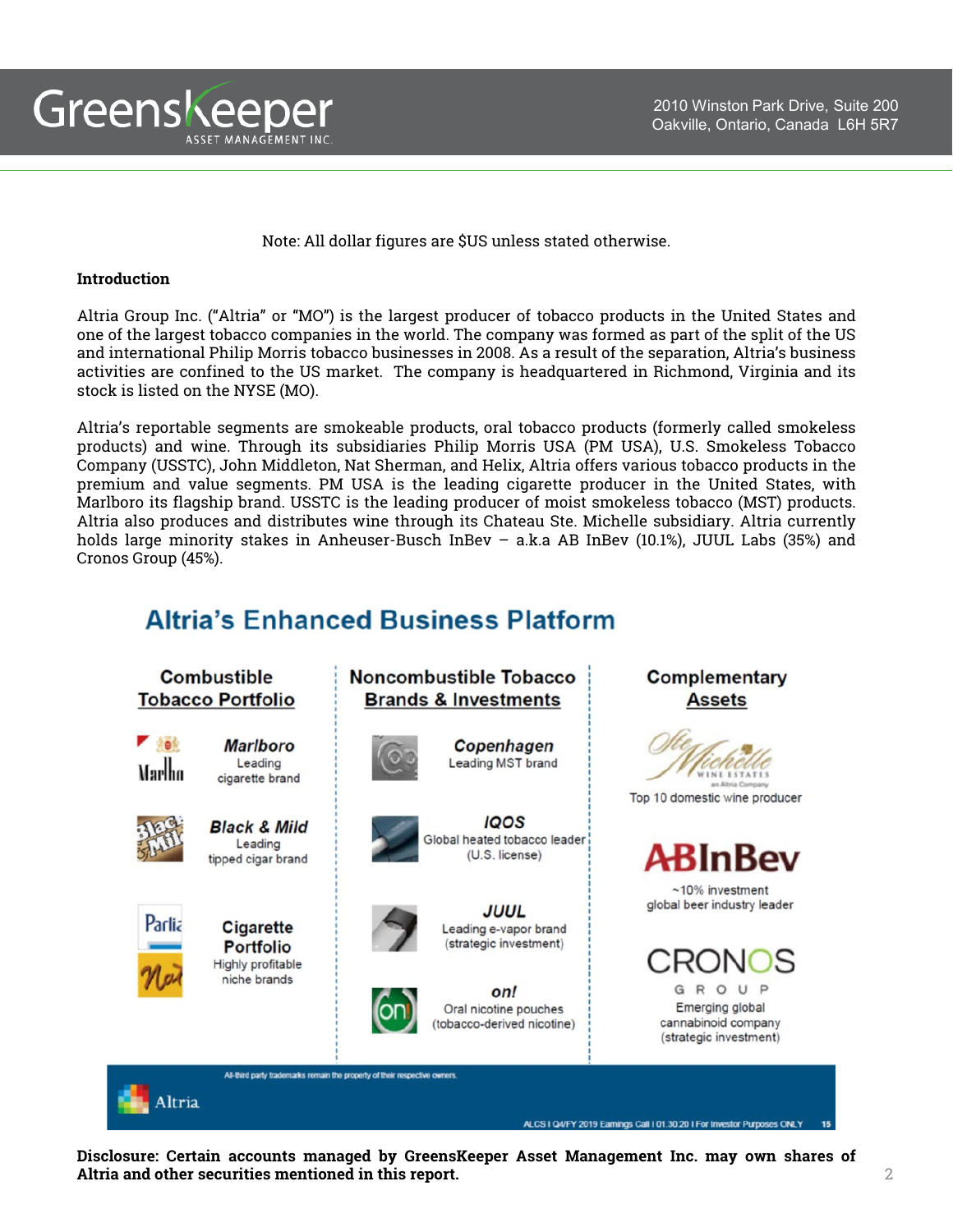Note: All dollar figures are $US unless stated otherwise.

**Introduction**

Altria Group Inc. ("Altria" or "MO") is the largest producer of tobacco products in the United States and one of the largest tobacco companies in the world. The company was formed as part of the split of the US and international Philip Morris tobacco businesses in 2008. As a result of the separation, Altria's business activities are confined to the US market. The company is headquartered in Richmond, Virginia and its stock is listed on the NYSE (MO).

Altria's reportable segments are smokeable products, oral tobacco products (formerly called smokeless products) and wine. Through its subsidiaries Philip Morris USA (PM USA), U.S. Smokeless Tobacco Company (USSTC), John Middleton, Nat Sherman, and Helix, Altria offers various tobacco products in the premium and value segments. PM USA is the leading cigarette producer in the United States, with Marlboro its flagship brand. USSTC is the leading producer of moist smokeless tobacco (MST) products. Altria also produces and distributes wine through its Chateau Ste. Michelle subsidiary. Altria currently holds large minority stakes in Anheuser-Busch InBev – a.k.a AB InBev (10.1%), JUUL Labs (35%) and Cronos Group (45%).

## Altria's Enhanced Business Platform

| Combustible Tobacco Portfolio | Noncombustible Tobacco Brands & Investments | Complementary Assets |
|---|---|---|
| **Marlboro** – Leading cigarette brand | **Copenhagen** – Leading MST brand | **Ste. Michelle Wine Estates** – Top 10 domestic wine producer |
| **Black & Mild** – Leading tipped cigar brand | **IQOS** – Global heated tobacco leader (U.S. license) | **ABInBev** – ~10% investment global beer industry leader |
| **Cigarette Portfolio** – Highly profitable niche brands | **JUUL** – Leading e-vapor brand (strategic investment) | **CRONOS GROUP** – Emerging global cannabinoid company (strategic investment) |
| | **on!** – Oral nicotine pouches (tobacco-derived nicotine) | |

All third party trademarks remain the property of their respective owners.

Altria — ALCS I Q4/FY 2019 Earnings Call I 01.30.20 I For Investor Purposes ONLY 15

**Disclosure: Certain accounts managed by GreensKeeper Asset Management Inc. may own shares of Altria and other securities mentioned in this report.**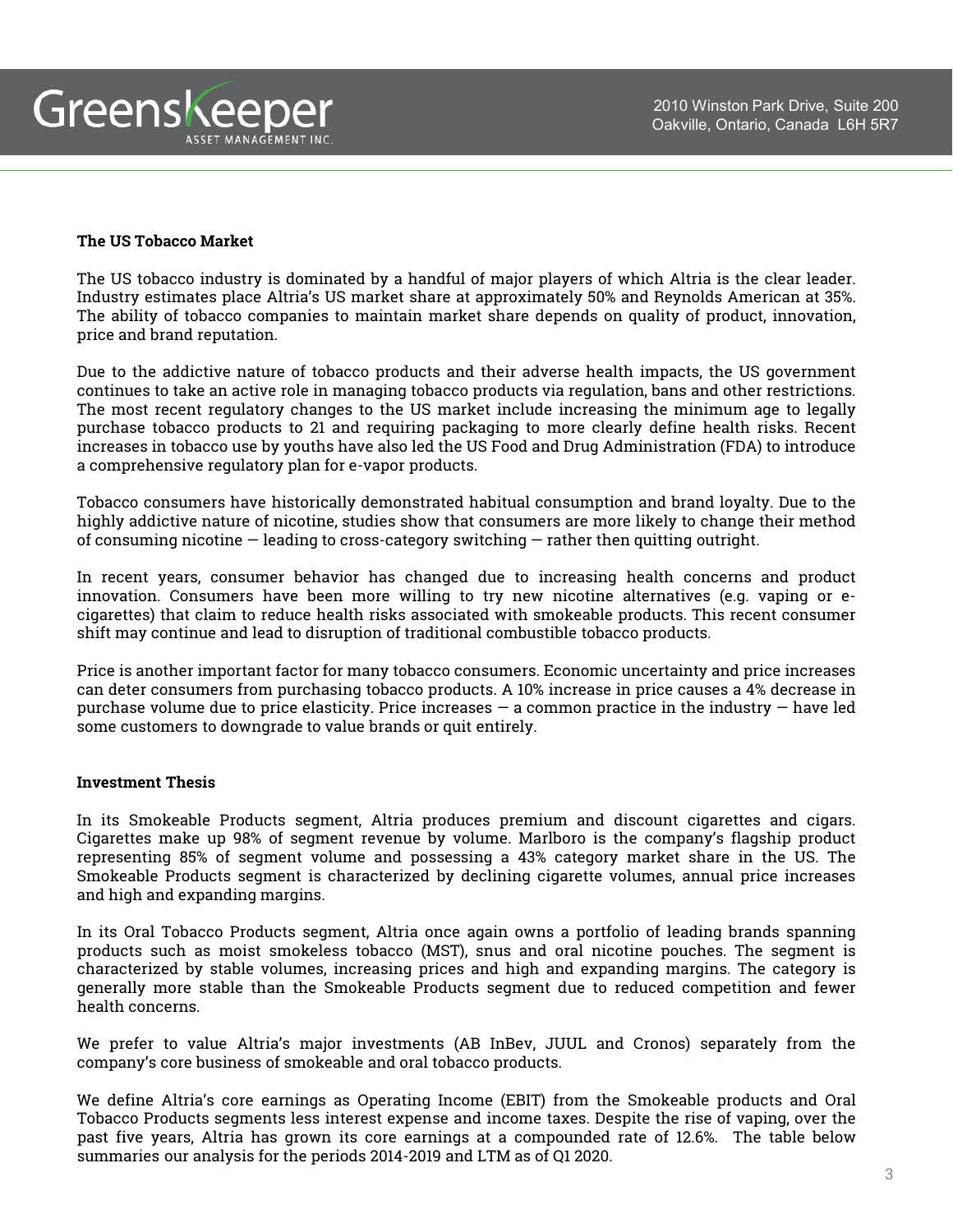## The US Tobacco Market

The US tobacco industry is dominated by a handful of major players of which Altria is the clear leader. Industry estimates place Altria's US market share at approximately 50% and Reynolds American at 35%. The ability of tobacco companies to maintain market share depends on quality of product, innovation, price and brand reputation.

Due to the addictive nature of tobacco products and their adverse health impacts, the US government continues to take an active role in managing tobacco products via regulation, bans and other restrictions. The most recent regulatory changes to the US market include increasing the minimum age to legally purchase tobacco products to 21 and requiring packaging to more clearly define health risks. Recent increases in tobacco use by youths have also led the US Food and Drug Administration (FDA) to introduce a comprehensive regulatory plan for e-vapor products.

Tobacco consumers have historically demonstrated habitual consumption and brand loyalty. Due to the highly addictive nature of nicotine, studies show that consumers are more likely to change their method of consuming nicotine — leading to cross-category switching — rather then quitting outright.

In recent years, consumer behavior has changed due to increasing health concerns and product innovation. Consumers have been more willing to try new nicotine alternatives (e.g. vaping or e-cigarettes) that claim to reduce health risks associated with smokeable products. This recent consumer shift may continue and lead to disruption of traditional combustible tobacco products.

Price is another important factor for many tobacco consumers. Economic uncertainty and price increases can deter consumers from purchasing tobacco products. A 10% increase in price causes a 4% decrease in purchase volume due to price elasticity. Price increases — a common practice in the industry — have led some customers to downgrade to value brands or quit entirely.

## Investment Thesis

In its Smokeable Products segment, Altria produces premium and discount cigarettes and cigars. Cigarettes make up 98% of segment revenue by volume. Marlboro is the company's flagship product representing 85% of segment volume and possessing a 43% category market share in the US. The Smokeable Products segment is characterized by declining cigarette volumes, annual price increases and high and expanding margins.

In its Oral Tobacco Products segment, Altria once again owns a portfolio of leading brands spanning products such as moist smokeless tobacco (MST), snus and oral nicotine pouches. The segment is characterized by stable volumes, increasing prices and high and expanding margins. The category is generally more stable than the Smokeable Products segment due to reduced competition and fewer health concerns.

We prefer to value Altria's major investments (AB InBev, JUUL and Cronos) separately from the company's core business of smokeable and oral tobacco products.

We define Altria's core earnings as Operating Income (EBIT) from the Smokeable products and Oral Tobacco Products segments less interest expense and income taxes. Despite the rise of vaping, over the past five years, Altria has grown its core earnings at a compounded rate of 12.6%. The table below summaries our analysis for the periods 2014-2019 and LTM as of Q1 2020.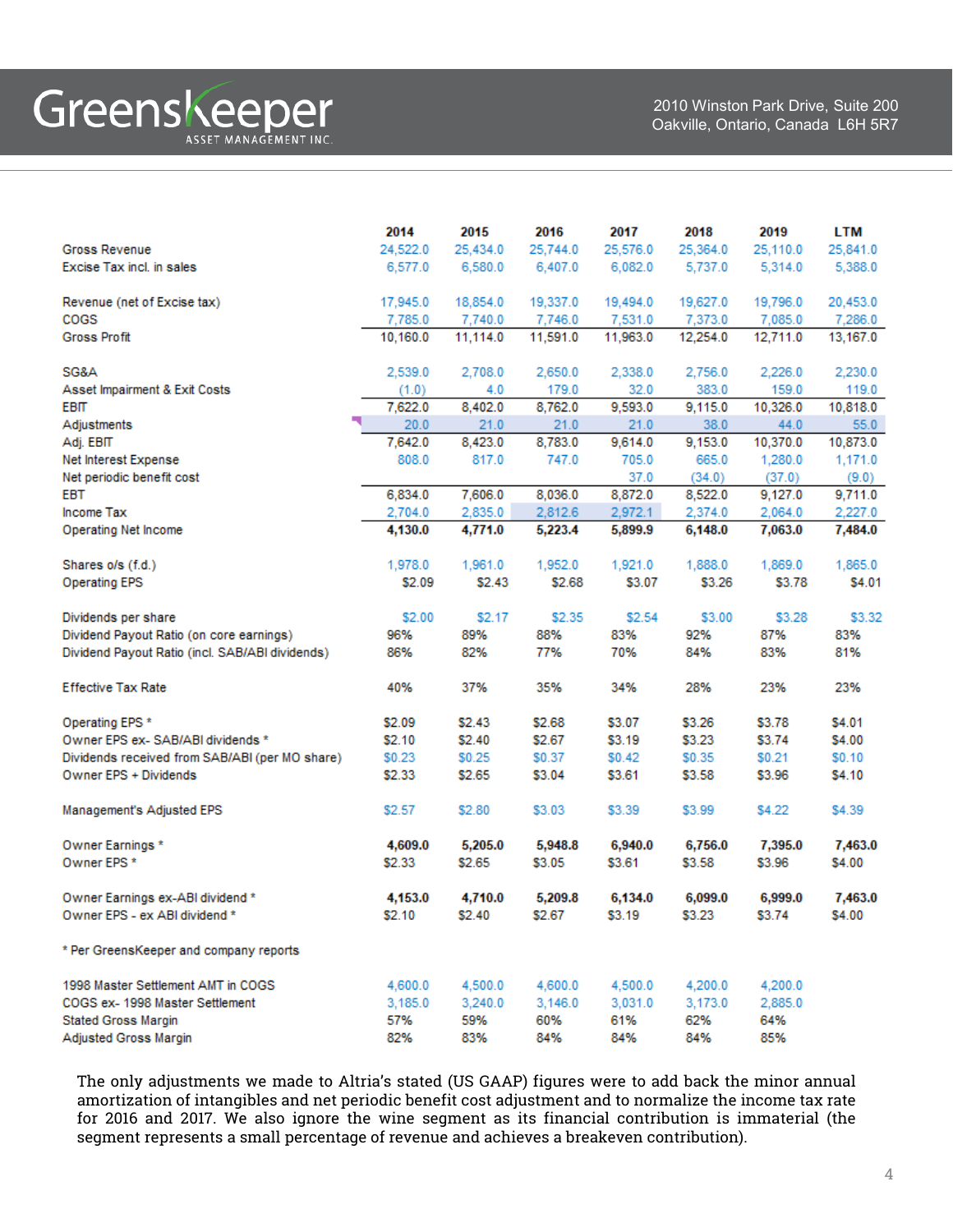| | 2014 | 2015 | 2016 | 2017 | 2018 | 2019 | LTM |
|---|---|---|---|---|---|---|---|
| Gross Revenue | 24,522.0 | 25,434.0 | 25,744.0 | 25,576.0 | 25,364.0 | 25,110.0 | 25,841.0 |
| Excise Tax incl. in sales | 6,577.0 | 6,580.0 | 6,407.0 | 6,082.0 | 5,737.0 | 5,314.0 | 5,388.0 |
| | | | | | | | |
| Revenue (net of Excise tax) | 17,945.0 | 18,854.0 | 19,337.0 | 19,494.0 | 19,627.0 | 19,796.0 | 20,453.0 |
| COGS | 7,785.0 | 7,740.0 | 7,746.0 | 7,531.0 | 7,373.0 | 7,085.0 | 7,286.0 |
| Gross Profit | 10,160.0 | 11,114.0 | 11,591.0 | 11,963.0 | 12,254.0 | 12,711.0 | 13,167.0 |
| | | | | | | | |
| SG&A | 2,539.0 | 2,708.0 | 2,650.0 | 2,338.0 | 2,756.0 | 2,226.0 | 2,230.0 |
| Asset Impairment & Exit Costs | (1.0) | 4.0 | 179.0 | 32.0 | 383.0 | 159.0 | 119.0 |
| EBIT | 7,622.0 | 8,402.0 | 8,762.0 | 9,593.0 | 9,115.0 | 10,326.0 | 10,818.0 |
| Adjustments | 20.0 | 21.0 | 21.0 | 21.0 | 38.0 | 44.0 | 55.0 |
| Adj. EBIT | 7,642.0 | 8,423.0 | 8,783.0 | 9,614.0 | 9,153.0 | 10,370.0 | 10,873.0 |
| Net Interest Expense | 808.0 | 817.0 | 747.0 | 705.0 | 665.0 | 1,280.0 | 1,171.0 |
| Net periodic benefit cost | | | | 37.0 | (34.0) | (37.0) | (9.0) |
| EBT | 6,834.0 | 7,606.0 | 8,036.0 | 8,872.0 | 8,522.0 | 9,127.0 | 9,711.0 |
| Income Tax | 2,704.0 | 2,835.0 | 2,812.6 | 2,972.1 | 2,374.0 | 2,064.0 | 2,227.0 |
| **Operating Net Income** | **4,130.0** | **4,771.0** | **5,223.4** | **5,899.9** | **6,148.0** | **7,063.0** | **7,484.0** |
| | | | | | | | |
| Shares o/s (f.d.) | 1,978.0 | 1,961.0 | 1,952.0 | 1,921.0 | 1,888.0 | 1,869.0 | 1,865.0 |
| Operating EPS | $2.09 | $2.43 | $2.68 | $3.07 | $3.26 | $3.78 | $4.01 |
| | | | | | | | |
| Dividends per share | $2.00 | $2.17 | $2.35 | $2.54 | $3.00 | $3.28 | $3.32 |
| Dividend Payout Ratio (on core earnings) | 96% | 89% | 88% | 83% | 92% | 87% | 83% |
| Dividend Payout Ratio (incl. SAB/ABI dividends) | 86% | 82% | 77% | 70% | 84% | 83% | 81% |
| | | | | | | | |
| Effective Tax Rate | 40% | 37% | 35% | 34% | 28% | 23% | 23% |
| | | | | | | | |
| Operating EPS * | $2.09 | $2.43 | $2.68 | $3.07 | $3.26 | $3.78 | $4.01 |
| Owner EPS ex- SAB/ABI dividends * | $2.10 | $2.40 | $2.67 | $3.19 | $3.23 | $3.74 | $4.00 |
| Dividends received from SAB/ABI (per MO share) | $0.23 | $0.25 | $0.37 | $0.42 | $0.35 | $0.21 | $0.10 |
| Owner EPS + Dividends | $2.33 | $2.65 | $3.04 | $3.61 | $3.58 | $3.96 | $4.10 |
| | | | | | | | |
| Management's Adjusted EPS | $2.57 | $2.80 | $3.03 | $3.39 | $3.99 | $4.22 | $4.39 |
| | | | | | | | |
| Owner Earnings * | **4,609.0** | **5,205.0** | **5,948.8** | **6,940.0** | **6,756.0** | **7,395.0** | **7,463.0** |
| Owner EPS * | $2.33 | $2.65 | $3.05 | $3.61 | $3.58 | $3.96 | $4.00 |
| | | | | | | | |
| Owner Earnings ex-ABI dividend * | **4,153.0** | **4,710.0** | **5,209.8** | **6,134.0** | **6,099.0** | **6,999.0** | **7,463.0** |
| Owner EPS - ex ABI dividend * | $2.10 | $2.40 | $2.67 | $3.19 | $3.23 | $3.74 | $4.00 |
| | | | | | | | |
| * Per GreensKeeper and company reports | | | | | | | |
| | | | | | | | |
| 1998 Master Settlement AMT in COGS | 4,600.0 | 4,500.0 | 4,600.0 | 4,500.0 | 4,200.0 | 4,200.0 | |
| COGS ex- 1998 Master Settlement | 3,185.0 | 3,240.0 | 3,146.0 | 3,031.0 | 3,173.0 | 2,885.0 | |
| Stated Gross Margin | 57% | 59% | 60% | 61% | 62% | 64% | |
| Adjusted Gross Margin | 82% | 83% | 84% | 84% | 84% | 85% | |

The only adjustments we made to Altria's stated (US GAAP) figures were to add back the minor annual amortization of intangibles and net periodic benefit cost adjustment and to normalize the income tax rate for 2016 and 2017. We also ignore the wine segment as its financial contribution is immaterial (the segment represents a small percentage of revenue and achieves a breakeven contribution).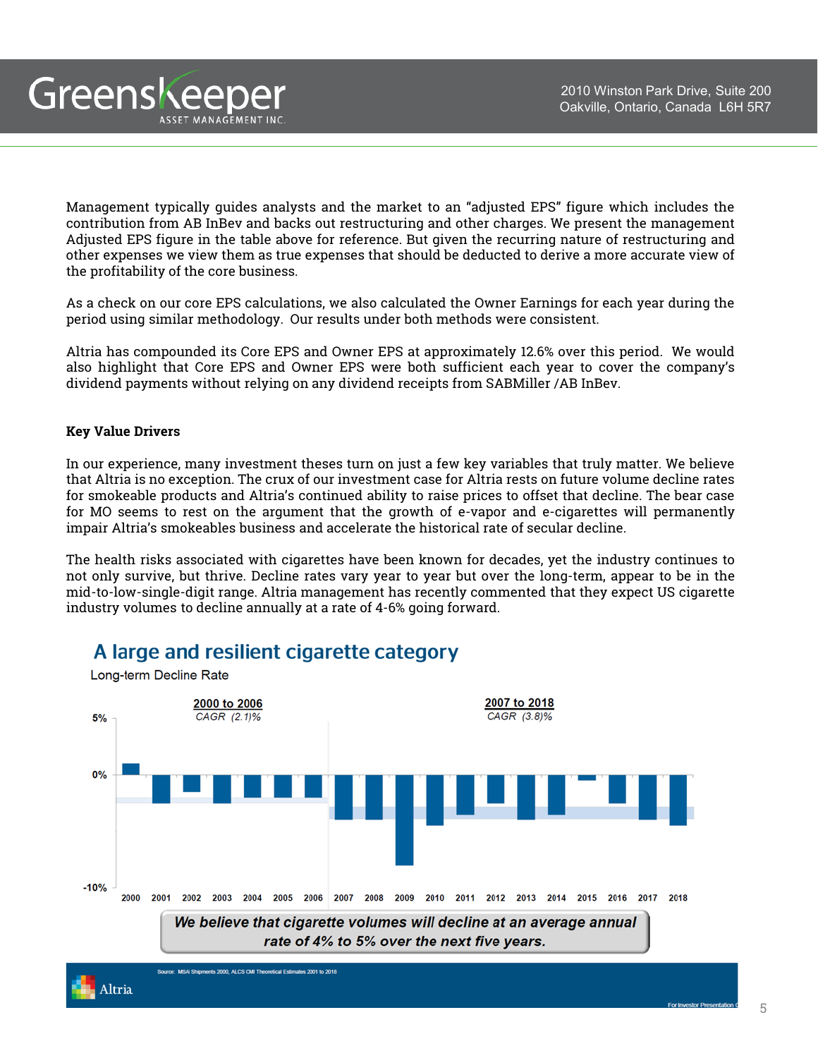Management typically guides analysts and the market to an "adjusted EPS" figure which includes the contribution from AB InBev and backs out restructuring and other charges. We present the management Adjusted EPS figure in the table above for reference. But given the recurring nature of restructuring and other expenses we view them as true expenses that should be deducted to derive a more accurate view of the profitability of the core business.

As a check on our core EPS calculations, we also calculated the Owner Earnings for each year during the period using similar methodology. Our results under both methods were consistent.

Altria has compounded its Core EPS and Owner EPS at approximately 12.6% over this period. We would also highlight that Core EPS and Owner EPS were both sufficient each year to cover the company's dividend payments without relying on any dividend receipts from SABMiller /AB InBev.

**Key Value Drivers**

In our experience, many investment theses turn on just a few key variables that truly matter. We believe that Altria is no exception. The crux of our investment case for Altria rests on future volume decline rates for smokeable products and Altria's continued ability to raise prices to offset that decline. The bear case for MO seems to rest on the argument that the growth of e-vapor and e-cigarettes will permanently impair Altria's smokeables business and accelerate the historical rate of secular decline.

The health risks associated with cigarettes have been known for decades, yet the industry continues to not only survive, but thrive. Decline rates vary year to year but over the long-term, appear to be in the mid-to-low-single-digit range. Altria management has recently commented that they expect US cigarette industry volumes to decline annually at a rate of 4-6% going forward.

## A large and resilient cigarette category

Long-term Decline Rate

2000 to 2006: CAGR (2.1)%

2007 to 2018: CAGR (3.8)%

*We believe that cigarette volumes will decline at an average annual rate of 4% to 5% over the next five years.*

Source: MSAi Shipments 2000, ALCS CMI Theoretical Estimates 2001 to 2018

Altria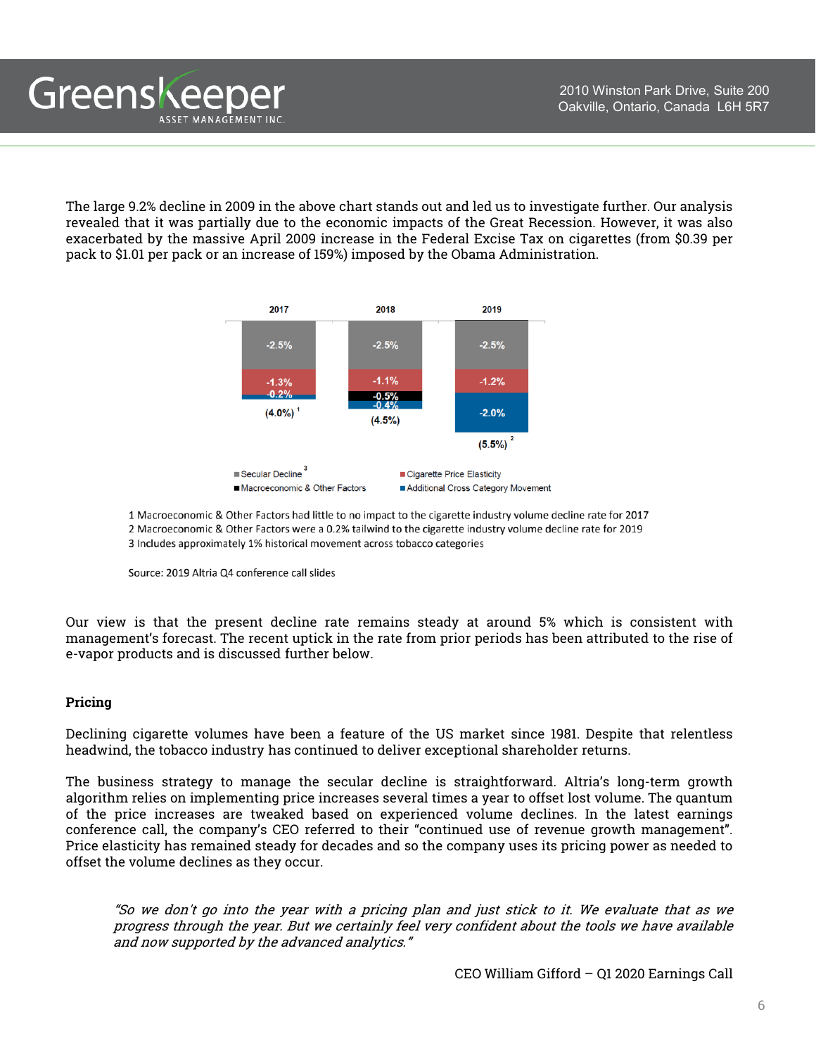The large 9.2% decline in 2009 in the above chart stands out and led us to investigate further. Our analysis revealed that it was partially due to the economic impacts of the Great Recession. However, it was also exacerbated by the massive April 2009 increase in the Federal Excise Tax on cigarettes (from $0.39 per pack to $1.01 per pack or an increase of 159%) imposed by the Obama Administration.

| | 2017 | 2018 | 2019 |
|---|---|---|---|
| Secular Decline [3] | -2.5% | -2.5% | -2.5% |
| Cigarette Price Elasticity | -1.3% | -1.1% | -1.2% |
| Macroeconomic & Other Factors | | -0.5% | |
| Additional Cross Category Movement | -0.2% | -0.4% | -2.0% |
| Total | (4.0%) [1] | (4.5%) | (5.5%) [2] |

1 Macroeconomic & Other Factors had little to no impact to the cigarette industry volume decline rate for 2017
2 Macroeconomic & Other Factors were a 0.2% tailwind to the cigarette industry volume decline rate for 2019
3 Includes approximately 1% historical movement across tobacco categories

Source: 2019 Altria Q4 conference call slides

Our view is that the present decline rate remains steady at around 5% which is consistent with management's forecast. The recent uptick in the rate from prior periods has been attributed to the rise of e-vapor products and is discussed further below.

**Pricing**

Declining cigarette volumes have been a feature of the US market since 1981. Despite that relentless headwind, the tobacco industry has continued to deliver exceptional shareholder returns.

The business strategy to manage the secular decline is straightforward. Altria's long-term growth algorithm relies on implementing price increases several times a year to offset lost volume. The quantum of the price increases are tweaked based on experienced volume declines. In the latest earnings conference call, the company's CEO referred to their "continued use of revenue growth management". Price elasticity has remained steady for decades and so the company uses its pricing power as needed to offset the volume declines as they occur.

> *"So we don't go into the year with a pricing plan and just stick to it. We evaluate that as we progress through the year. But we certainly feel very confident about the tools we have available and now supported by the advanced analytics."*

CEO William Gifford – Q1 2020 Earnings Call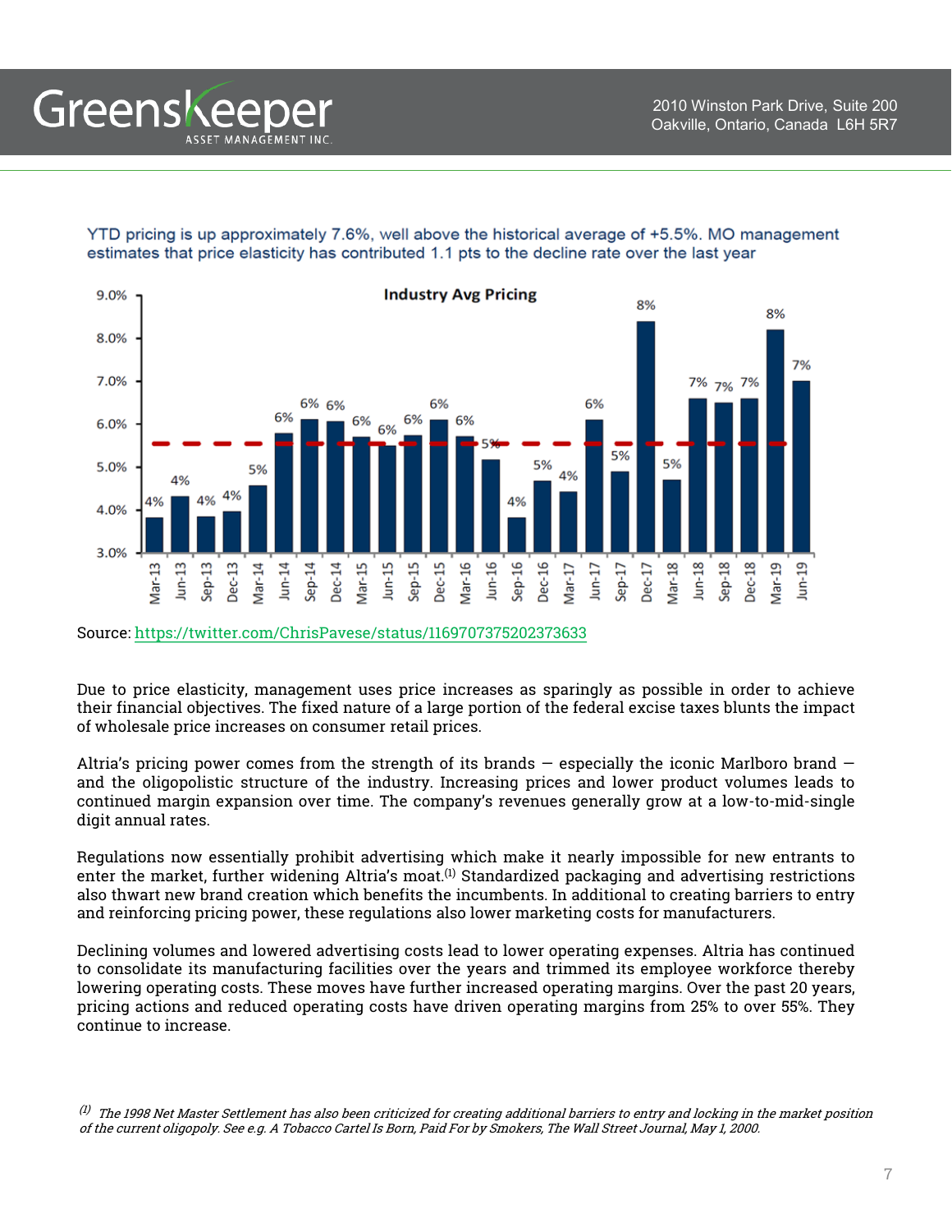YTD pricing is up approximately 7.6%, well above the historical average of +5.5%. MO management estimates that price elasticity has contributed 1.1 pts to the decline rate over the last year

**Industry Avg Pricing**

| Quarter | Pricing |
|---|---|
| Mar-13 | 4% |
| Jun-13 | 4% |
| Sep-13 | 4% |
| Dec-13 | 4% |
| Mar-14 | 5% |
| Jun-14 | 6% |
| Sep-14 | 6% |
| Dec-14 | 6% |
| Mar-15 | 6% |
| Jun-15 | 6% |
| Sep-15 | 6% |
| Dec-15 | 6% |
| Mar-16 | 6% |
| Jun-16 | 5% |
| Sep-16 | 4% |
| Dec-16 | 5% |
| Mar-17 | 4% |
| Jun-17 | 6% |
| Sep-17 | 5% |
| Dec-17 | 8% |
| Mar-18 | 5% |
| Jun-18 | 7% |
| Sep-18 | 7% |
| Dec-18 | 7% |
| Mar-19 | 8% |
| Jun-19 | 7% |

Source: https://twitter.com/ChrisPavese/status/1169707375202373633

Due to price elasticity, management uses price increases as sparingly as possible in order to achieve their financial objectives. The fixed nature of a large portion of the federal excise taxes blunts the impact of wholesale price increases on consumer retail prices.

Altria's pricing power comes from the strength of its brands — especially the iconic Marlboro brand — and the oligopolistic structure of the industry. Increasing prices and lower product volumes leads to continued margin expansion over time. The company's revenues generally grow at a low-to-mid-single digit annual rates.

Regulations now essentially prohibit advertising which make it nearly impossible for new entrants to enter the market, further widening Altria's moat.[1] Standardized packaging and advertising restrictions also thwart new brand creation which benefits the incumbents. In additional to creating barriers to entry and reinforcing pricing power, these regulations also lower marketing costs for manufacturers.

Declining volumes and lowered advertising costs lead to lower operating expenses. Altria has continued to consolidate its manufacturing facilities over the years and trimmed its employee workforce thereby lowering operating costs. These moves have further increased operating margins. Over the past 20 years, pricing actions and reduced operating costs have driven operating margins from 25% to over 55%. They continue to increase.

---

[1] *The 1998 Net Master Settlement has also been criticized for creating additional barriers to entry and locking in the market position of the current oligopoly. See e.g. A Tobacco Cartel Is Born, Paid For by Smokers, The Wall Street Journal, May 1, 2000.*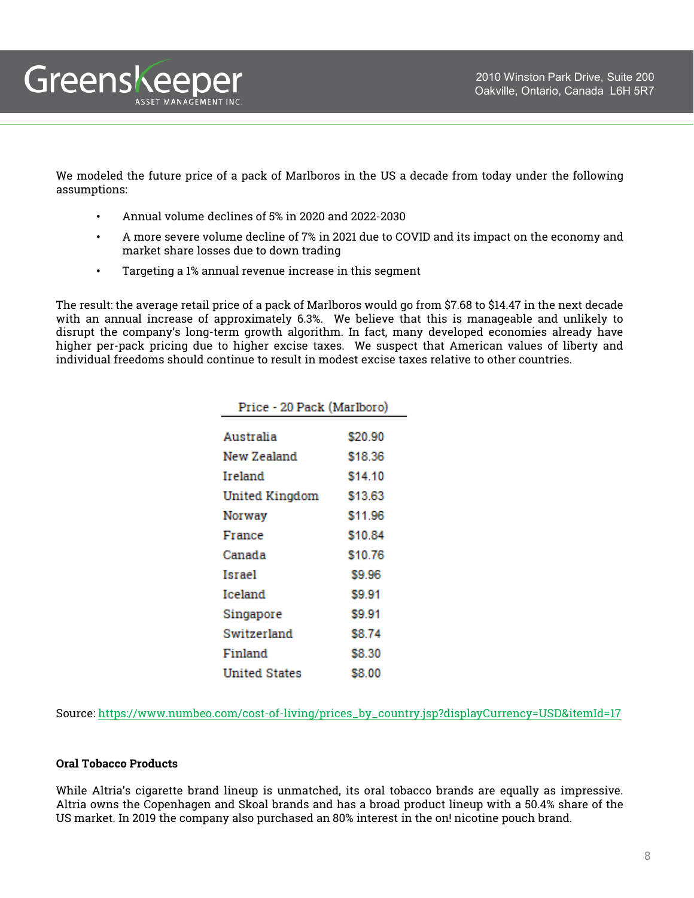We modeled the future price of a pack of Marlboros in the US a decade from today under the following assumptions:

- Annual volume declines of 5% in 2020 and 2022-2030
- A more severe volume decline of 7% in 2021 due to COVID and its impact on the economy and market share losses due to down trading
- Targeting a 1% annual revenue increase in this segment

The result: the average retail price of a pack of Marlboros would go from $7.68 to $14.47 in the next decade with an annual increase of approximately 6.3%. We believe that this is manageable and unlikely to disrupt the company's long-term growth algorithm. In fact, many developed economies already have higher per-pack pricing due to higher excise taxes. We suspect that American values of liberty and individual freedoms should continue to result in modest excise taxes relative to other countries.

| Price - 20 Pack (Marlboro) | |
|---|---|
| Australia | $20.90 |
| New Zealand | $18.36 |
| Ireland | $14.10 |
| United Kingdom | $13.63 |
| Norway | $11.96 |
| France | $10.84 |
| Canada | $10.76 |
| Israel | $9.96 |
| Iceland | $9.91 |
| Singapore | $9.91 |
| Switzerland | $8.74 |
| Finland | $8.30 |
| United States | $8.00 |

Source: https://www.numbeo.com/cost-of-living/prices_by_country.jsp?displayCurrency=USD&itemId=17

**Oral Tobacco Products**

While Altria's cigarette brand lineup is unmatched, its oral tobacco brands are equally as impressive. Altria owns the Copenhagen and Skoal brands and has a broad product lineup with a 50.4% share of the US market. In 2019 the company also purchased an 80% interest in the on! nicotine pouch brand.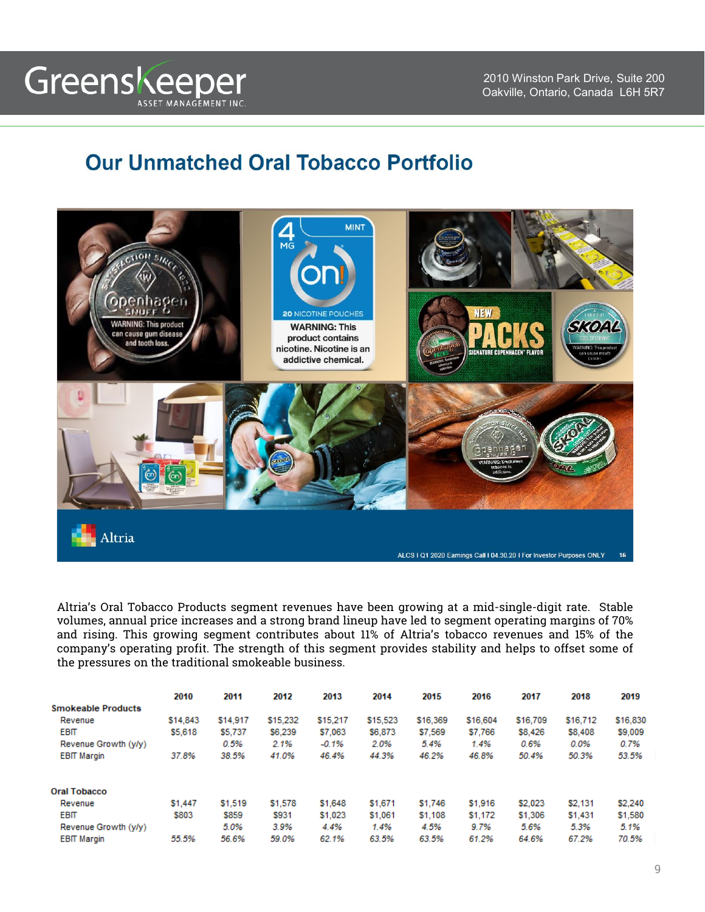# Our Unmatched Oral Tobacco Portfolio

Altria's Oral Tobacco Products segment revenues have been growing at a mid-single-digit rate. Stable volumes, annual price increases and a strong brand lineup have led to segment operating margins of 70% and rising. This growing segment contributes about 11% of Altria's tobacco revenues and 15% of the company's operating profit. The strength of this segment provides stability and helps to offset some of the pressures on the traditional smokeable business.

| | 2010 | 2011 | 2012 | 2013 | 2014 | 2015 | 2016 | 2017 | 2018 | 2019 |
|---|---|---|---|---|---|---|---|---|---|---|
| **Smokeable Products** | | | | | | | | | | |
| Revenue | $14,843 | $14,917 | $15,232 | $15,217 | $15,523 | $16,369 | $16,604 | $16,709 | $16,712 | $16,830 |
| EBIT | $5,618 | $5,737 | $6,239 | $7,063 | $6,873 | $7,569 | $7,766 | $8,426 | $8,408 | $9,009 |
| Revenue Growth (y/y) | | 0.5% | 2.1% | -0.1% | 2.0% | 5.4% | 1.4% | 0.6% | 0.0% | 0.7% |
| EBIT Margin | 37.8% | 38.5% | 41.0% | 46.4% | 44.3% | 46.2% | 46.8% | 50.4% | 50.3% | 53.5% |
| | | | | | | | | | | |
| **Oral Tobacco** | | | | | | | | | | |
| Revenue | $1,447 | $1,519 | $1,578 | $1,648 | $1,671 | $1,746 | $1,916 | $2,023 | $2,131 | $2,240 |
| EBIT | $803 | $859 | $931 | $1,023 | $1,061 | $1,108 | $1,172 | $1,306 | $1,431 | $1,580 |
| Revenue Growth (y/y) | | 5.0% | 3.9% | 4.4% | 1.4% | 4.5% | 9.7% | 5.6% | 5.3% | 5.1% |
| EBIT Margin | 55.5% | 56.6% | 59.0% | 62.1% | 63.5% | 63.5% | 61.2% | 64.6% | 67.2% | 70.5% |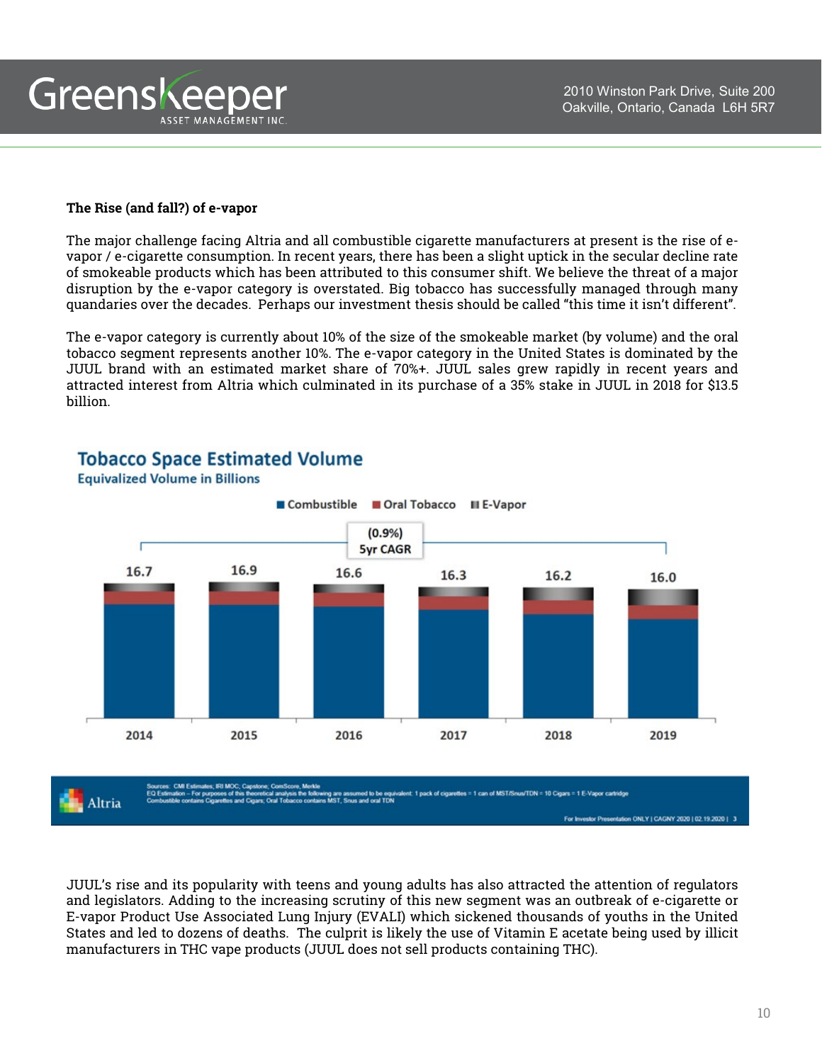**The Rise (and fall?) of e-vapor**

The major challenge facing Altria and all combustible cigarette manufacturers at present is the rise of e-vapor / e-cigarette consumption. In recent years, there has been a slight uptick in the secular decline rate of smokeable products which has been attributed to this consumer shift. We believe the threat of a major disruption by the e-vapor category is overstated. Big tobacco has successfully managed through many quandaries over the decades. Perhaps our investment thesis should be called "this time it isn't different".

The e-vapor category is currently about 10% of the size of the smokeable market (by volume) and the oral tobacco segment represents another 10%. The e-vapor category in the United States is dominated by the JUUL brand with an estimated market share of 70%+. JUUL sales grew rapidly in recent years and attracted interest from Altria which culminated in its purchase of a 35% stake in JUUL in 2018 for $13.5 billion.

**Tobacco Space Estimated Volume**
Equivalized Volume in Billions

Combustible / Oral Tobacco / E-Vapor

(0.9%) 5yr CAGR

| 2014 | 2015 | 2016 | 2017 | 2018 | 2019 |
|---|---|---|---|---|---|
| 16.7 | 16.9 | 16.6 | 16.3 | 16.2 | 16.0 |

Sources: CMI Estimates; IRI MOC; Capstone; ComScore, Merkle
EQ Estimation – For purposes of this theoretical analysis the following are assumed to be equivalent: 1 pack of cigarettes = 1 can of MST/Snus/TDN = 10 Cigars = 1 E-Vapor cartridge
Combustible contains Cigarettes and Cigars; Oral Tobacco contains MST, Snus and oral TDN

Altria — For Investor Presentation ONLY | CAGNY 2020 | 02.19.2020 | 3

JUUL's rise and its popularity with teens and young adults has also attracted the attention of regulators and legislators. Adding to the increasing scrutiny of this new segment was an outbreak of e-cigarette or E-vapor Product Use Associated Lung Injury (EVALI) which sickened thousands of youths in the United States and led to dozens of deaths. The culprit is likely the use of Vitamin E acetate being used by illicit manufacturers in THC vape products (JUUL does not sell products containing THC).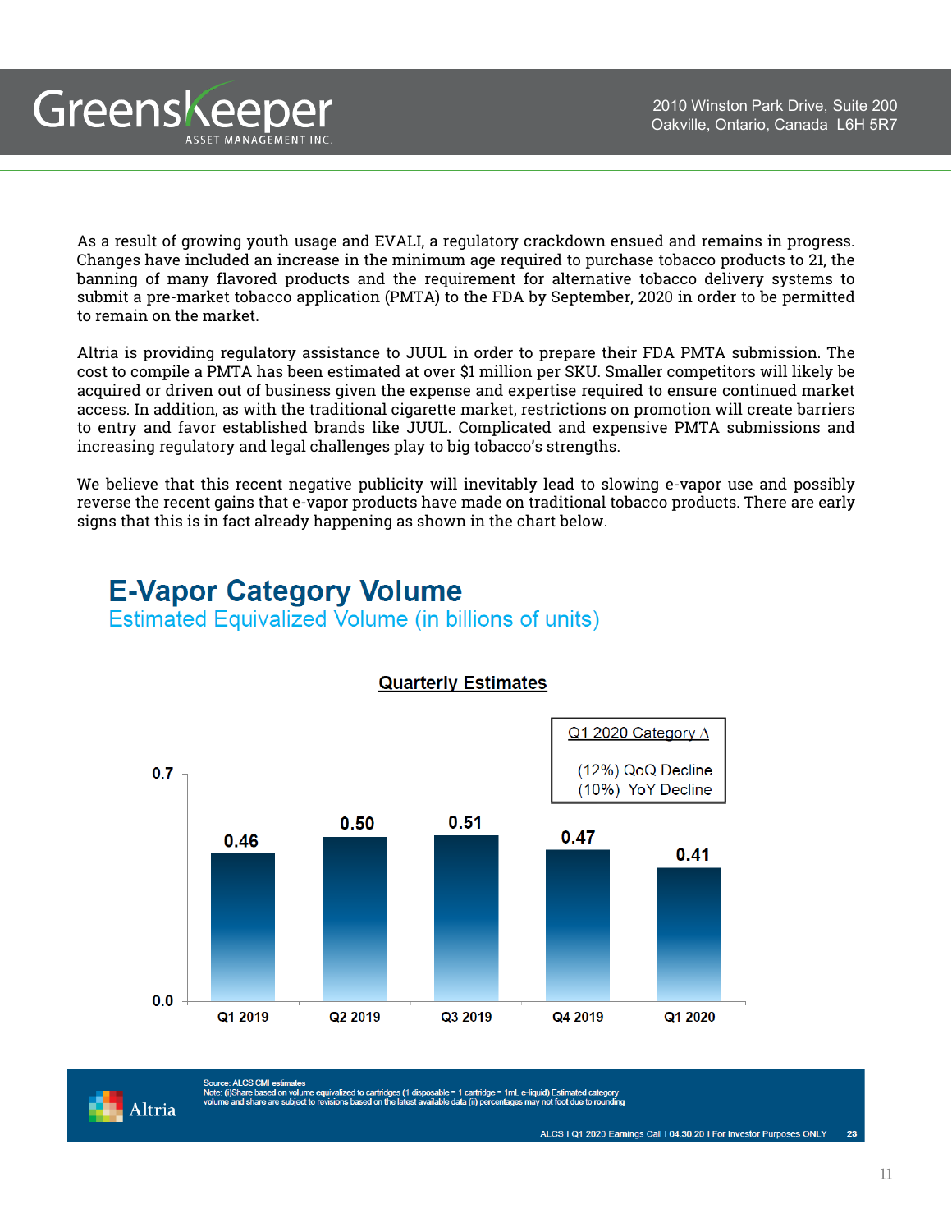As a result of growing youth usage and EVALI, a regulatory crackdown ensued and remains in progress. Changes have included an increase in the minimum age required to purchase tobacco products to 21, the banning of many flavored products and the requirement for alternative tobacco delivery systems to submit a pre-market tobacco application (PMTA) to the FDA by September, 2020 in order to be permitted to remain on the market.

Altria is providing regulatory assistance to JUUL in order to prepare their FDA PMTA submission. The cost to compile a PMTA has been estimated at over $1 million per SKU. Smaller competitors will likely be acquired or driven out of business given the expense and expertise required to ensure continued market access. In addition, as with the traditional cigarette market, restrictions on promotion will create barriers to entry and favor established brands like JUUL. Complicated and expensive PMTA submissions and increasing regulatory and legal challenges play to big tobacco's strengths.

We believe that this recent negative publicity will inevitably lead to slowing e-vapor use and possibly reverse the recent gains that e-vapor products have made on traditional tobacco products. There are early signs that this is in fact already happening as shown in the chart below.

## E-Vapor Category Volume

Estimated Equivalized Volume (in billions of units)

**Quarterly Estimates**

| Quarter | Volume |
|---|---|
| Q1 2019 | 0.46 |
| Q2 2019 | 0.50 |
| Q3 2019 | 0.51 |
| Q4 2019 | 0.47 |
| Q1 2020 | 0.41 |

Q1 2020 Category Δ

(12%) QoQ Decline

(10%) YoY Decline

Source: ALCS CMI estimates

Note: (i)Share based on volume equivalized to cartridges (1 disposable = 1 cartridge = 1ml. e-liquid) Estimated category volume and share are subject to revisions based on the latest available data (ii) percentages may not foot due to rounding

Altria

ALCS I Q1 2020 Earnings Call I 04.30.20 I For Investor Purposes ONLY 23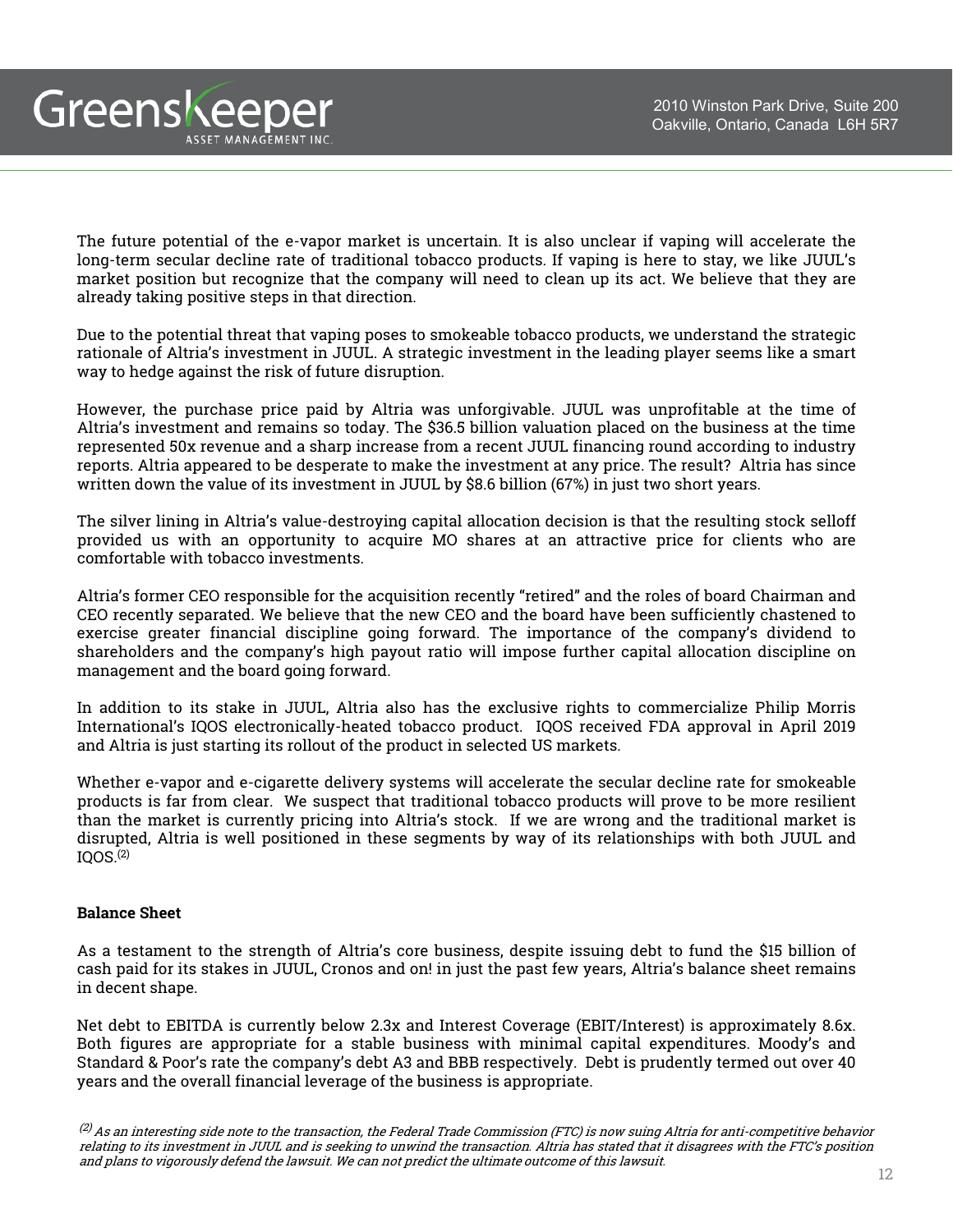The future potential of the e-vapor market is uncertain. It is also unclear if vaping will accelerate the long-term secular decline rate of traditional tobacco products. If vaping is here to stay, we like JUUL's market position but recognize that the company will need to clean up its act. We believe that they are already taking positive steps in that direction.

Due to the potential threat that vaping poses to smokeable tobacco products, we understand the strategic rationale of Altria's investment in JUUL. A strategic investment in the leading player seems like a smart way to hedge against the risk of future disruption.

However, the purchase price paid by Altria was unforgivable. JUUL was unprofitable at the time of Altria's investment and remains so today. The $36.5 billion valuation placed on the business at the time represented 50x revenue and a sharp increase from a recent JUUL financing round according to industry reports. Altria appeared to be desperate to make the investment at any price. The result? Altria has since written down the value of its investment in JUUL by $8.6 billion (67%) in just two short years.

The silver lining in Altria's value-destroying capital allocation decision is that the resulting stock selloff provided us with an opportunity to acquire MO shares at an attractive price for clients who are comfortable with tobacco investments.

Altria's former CEO responsible for the acquisition recently "retired" and the roles of board Chairman and CEO recently separated. We believe that the new CEO and the board have been sufficiently chastened to exercise greater financial discipline going forward. The importance of the company's dividend to shareholders and the company's high payout ratio will impose further capital allocation discipline on management and the board going forward.

In addition to its stake in JUUL, Altria also has the exclusive rights to commercialize Philip Morris International's IQOS electronically-heated tobacco product. IQOS received FDA approval in April 2019 and Altria is just starting its rollout of the product in selected US markets.

Whether e-vapor and e-cigarette delivery systems will accelerate the secular decline rate for smokeable products is far from clear. We suspect that traditional tobacco products will prove to be more resilient than the market is currently pricing into Altria's stock. If we are wrong and the traditional market is disrupted, Altria is well positioned in these segments by way of its relationships with both JUUL and IQOS.[2]

**Balance Sheet**

As a testament to the strength of Altria's core business, despite issuing debt to fund the $15 billion of cash paid for its stakes in JUUL, Cronos and on! in just the past few years, Altria's balance sheet remains in decent shape.

Net debt to EBITDA is currently below 2.3x and Interest Coverage (EBIT/Interest) is approximately 8.6x. Both figures are appropriate for a stable business with minimal capital expenditures. Moody's and Standard & Poor's rate the company's debt A3 and BBB respectively. Debt is prudently termed out over 40 years and the overall financial leverage of the business is appropriate.

*[2] As an interesting side note to the transaction, the Federal Trade Commission (FTC) is now suing Altria for anti-competitive behavior relating to its investment in JUUL and is seeking to unwind the transaction. Altria has stated that it disagrees with the FTC's position and plans to vigorously defend the lawsuit. We can not predict the ultimate outcome of this lawsuit.*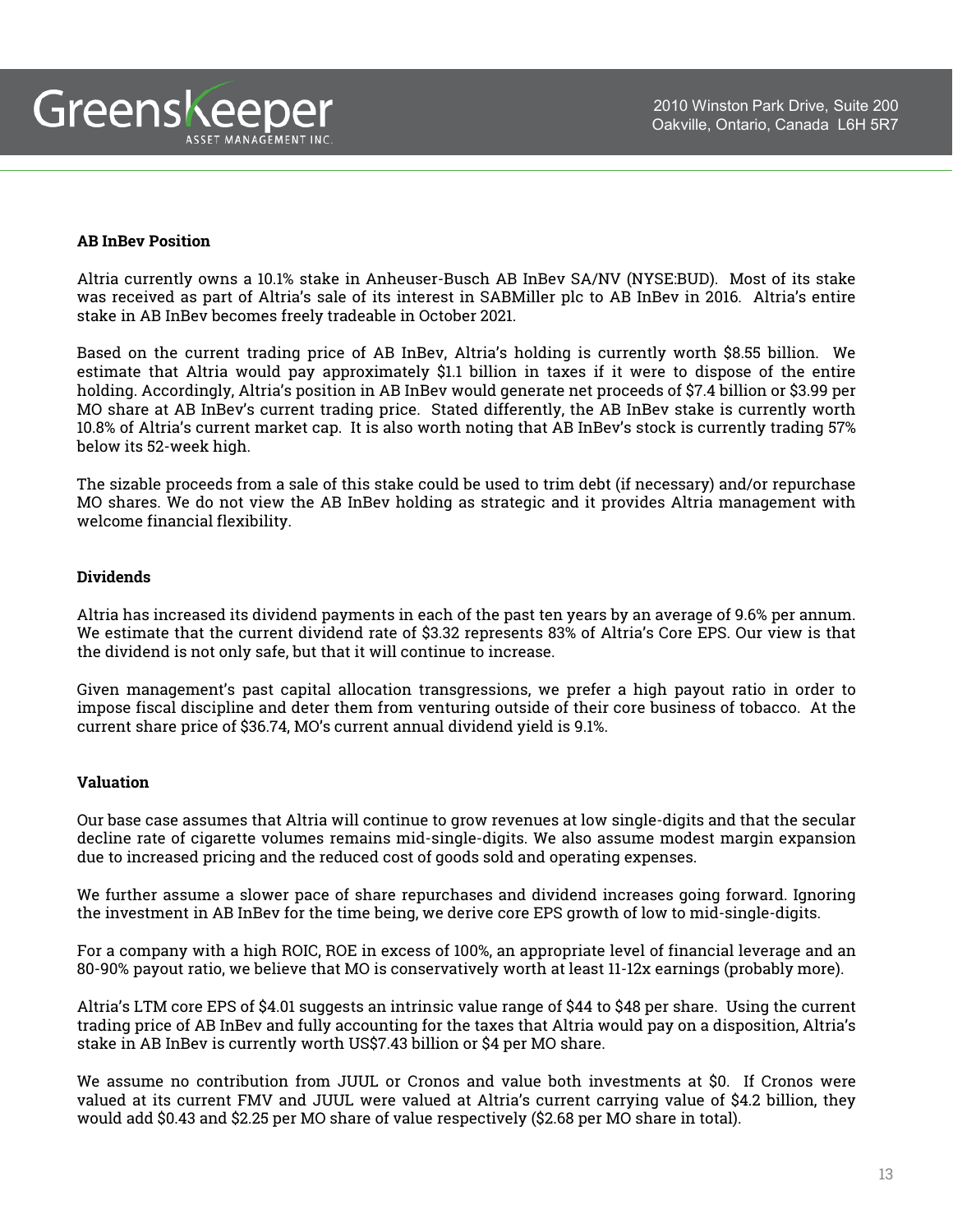**AB InBev Position**

Altria currently owns a 10.1% stake in Anheuser-Busch AB InBev SA/NV (NYSE:BUD). Most of its stake was received as part of Altria's sale of its interest in SABMiller plc to AB InBev in 2016. Altria's entire stake in AB InBev becomes freely tradeable in October 2021.

Based on the current trading price of AB InBev, Altria's holding is currently worth $8.55 billion. We estimate that Altria would pay approximately $1.1 billion in taxes if it were to dispose of the entire holding. Accordingly, Altria's position in AB InBev would generate net proceeds of $7.4 billion or $3.99 per MO share at AB InBev's current trading price. Stated differently, the AB InBev stake is currently worth 10.8% of Altria's current market cap. It is also worth noting that AB InBev's stock is currently trading 57% below its 52-week high.

The sizable proceeds from a sale of this stake could be used to trim debt (if necessary) and/or repurchase MO shares. We do not view the AB InBev holding as strategic and it provides Altria management with welcome financial flexibility.

**Dividends**

Altria has increased its dividend payments in each of the past ten years by an average of 9.6% per annum. We estimate that the current dividend rate of $3.32 represents 83% of Altria's Core EPS. Our view is that the dividend is not only safe, but that it will continue to increase.

Given management's past capital allocation transgressions, we prefer a high payout ratio in order to impose fiscal discipline and deter them from venturing outside of their core business of tobacco. At the current share price of $36.74, MO's current annual dividend yield is 9.1%.

**Valuation**

Our base case assumes that Altria will continue to grow revenues at low single-digits and that the secular decline rate of cigarette volumes remains mid-single-digits. We also assume modest margin expansion due to increased pricing and the reduced cost of goods sold and operating expenses.

We further assume a slower pace of share repurchases and dividend increases going forward. Ignoring the investment in AB InBev for the time being, we derive core EPS growth of low to mid-single-digits.

For a company with a high ROIC, ROE in excess of 100%, an appropriate level of financial leverage and an 80-90% payout ratio, we believe that MO is conservatively worth at least 11-12x earnings (probably more).

Altria's LTM core EPS of $4.01 suggests an intrinsic value range of $44 to $48 per share. Using the current trading price of AB InBev and fully accounting for the taxes that Altria would pay on a disposition, Altria's stake in AB InBev is currently worth US$7.43 billion or $4 per MO share.

We assume no contribution from JUUL or Cronos and value both investments at $0. If Cronos were valued at its current FMV and JUUL were valued at Altria's current carrying value of $4.2 billion, they would add $0.43 and $2.25 per MO share of value respectively ($2.68 per MO share in total).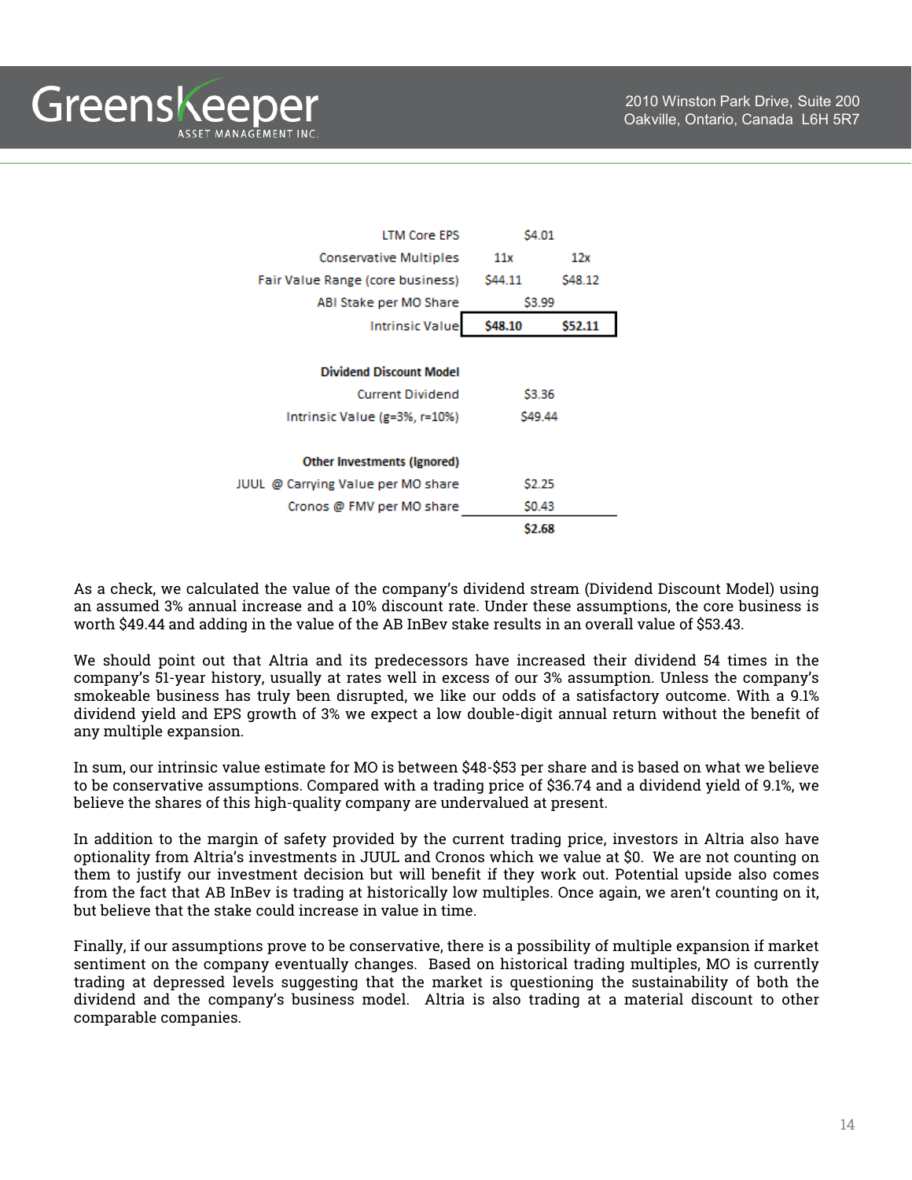| | | |
|---|---|---|
| LTM Core EPS | $4.01 | |
| Conservative Multiples | 11x | 12x |
| Fair Value Range (core business) | $44.11 | $48.12 |
| ABI Stake per MO Share | $3.99 | |
| Intrinsic Value | **$48.10** | **$52.11** |
| | | |
| **Dividend Discount Model** | | |
| Current Dividend | $3.36 | |
| Intrinsic Value (g=3%, r=10%) | $49.44 | |
| | | |
| **Other Investments (Ignored)** | | |
| JUUL @ Carrying Value per MO share | $2.25 | |
| Cronos @ FMV per MO share | $0.43 | |
| | **$2.68** | |

As a check, we calculated the value of the company's dividend stream (Dividend Discount Model) using an assumed 3% annual increase and a 10% discount rate. Under these assumptions, the core business is worth $49.44 and adding in the value of the AB InBev stake results in an overall value of $53.43.

We should point out that Altria and its predecessors have increased their dividend 54 times in the company's 51-year history, usually at rates well in excess of our 3% assumption. Unless the company's smokeable business has truly been disrupted, we like our odds of a satisfactory outcome. With a 9.1% dividend yield and EPS growth of 3% we expect a low double-digit annual return without the benefit of any multiple expansion.

In sum, our intrinsic value estimate for MO is between $48-$53 per share and is based on what we believe to be conservative assumptions. Compared with a trading price of $36.74 and a dividend yield of 9.1%, we believe the shares of this high-quality company are undervalued at present.

In addition to the margin of safety provided by the current trading price, investors in Altria also have optionality from Altria's investments in JUUL and Cronos which we value at $0. We are not counting on them to justify our investment decision but will benefit if they work out. Potential upside also comes from the fact that AB InBev is trading at historically low multiples. Once again, we aren't counting on it, but believe that the stake could increase in value in time.

Finally, if our assumptions prove to be conservative, there is a possibility of multiple expansion if market sentiment on the company eventually changes. Based on historical trading multiples, MO is currently trading at depressed levels suggesting that the market is questioning the sustainability of both the dividend and the company's business model. Altria is also trading at a material discount to other comparable companies.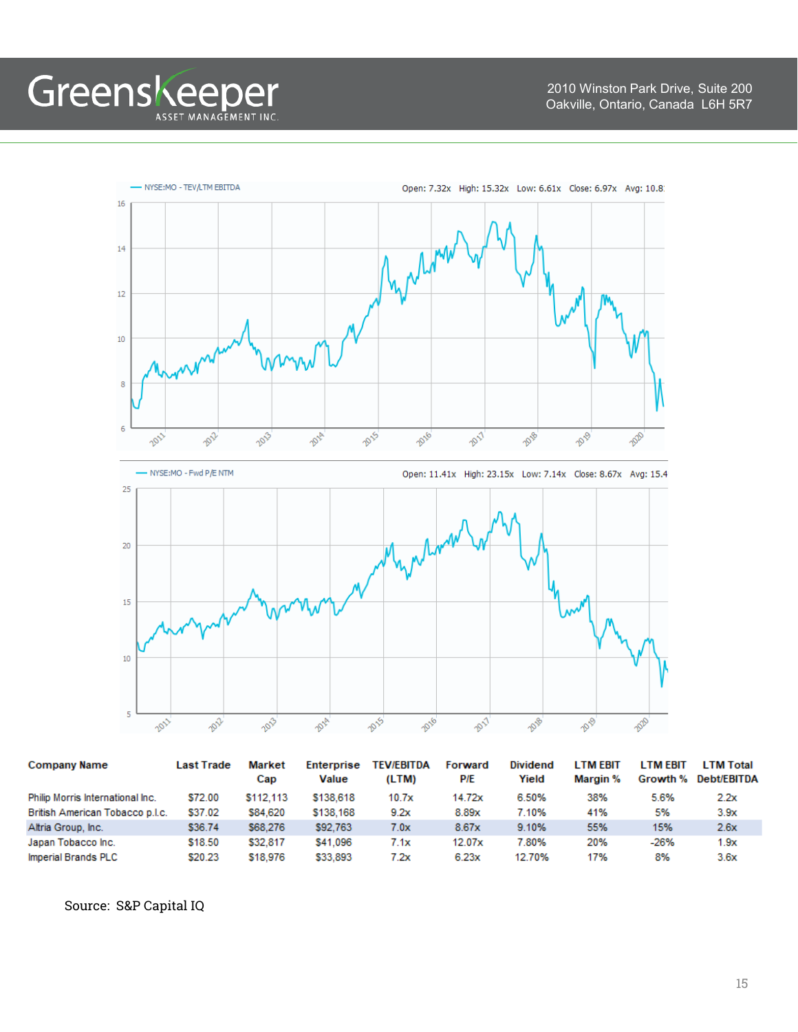NYSE:MO - TEV/LTM EBITDA

Open: 7.32x High: 15.32x Low: 6.61x Close: 6.97x Avg: 10.8

NYSE:MO - Fwd P/E NTM

Open: 11.41x High: 23.15x Low: 7.14x Close: 8.67x Avg: 15.4

| Company Name | Last Trade | Market Cap | Enterprise Value | TEV/EBITDA (LTM) | Forward P/E | Dividend Yield | LTM EBIT Margin % | LTM EBIT Growth % | LTM Total Debt/EBITDA |
|---|---|---|---|---|---|---|---|---|---|
| Philip Morris International Inc. | $72.00 | $112,113 | $138,618 | 10.7x | 14.72x | 6.50% | 38% | 5.6% | 2.2x |
| British American Tobacco p.l.c. | $37.02 | $84,620 | $138,168 | 9.2x | 8.89x | 7.10% | 41% | 5% | 3.9x |
| Altria Group, Inc. | $36.74 | $68,276 | $92,763 | 7.0x | 8.67x | 9.10% | 55% | 15% | 2.6x |
| Japan Tobacco Inc. | $18.50 | $32,817 | $41,096 | 7.1x | 12.07x | 7.80% | 20% | -26% | 1.9x |
| Imperial Brands PLC | $20.23 | $18,976 | $33,893 | 7.2x | 6.23x | 12.70% | 17% | 8% | 3.6x |

Source: S&P Capital IQ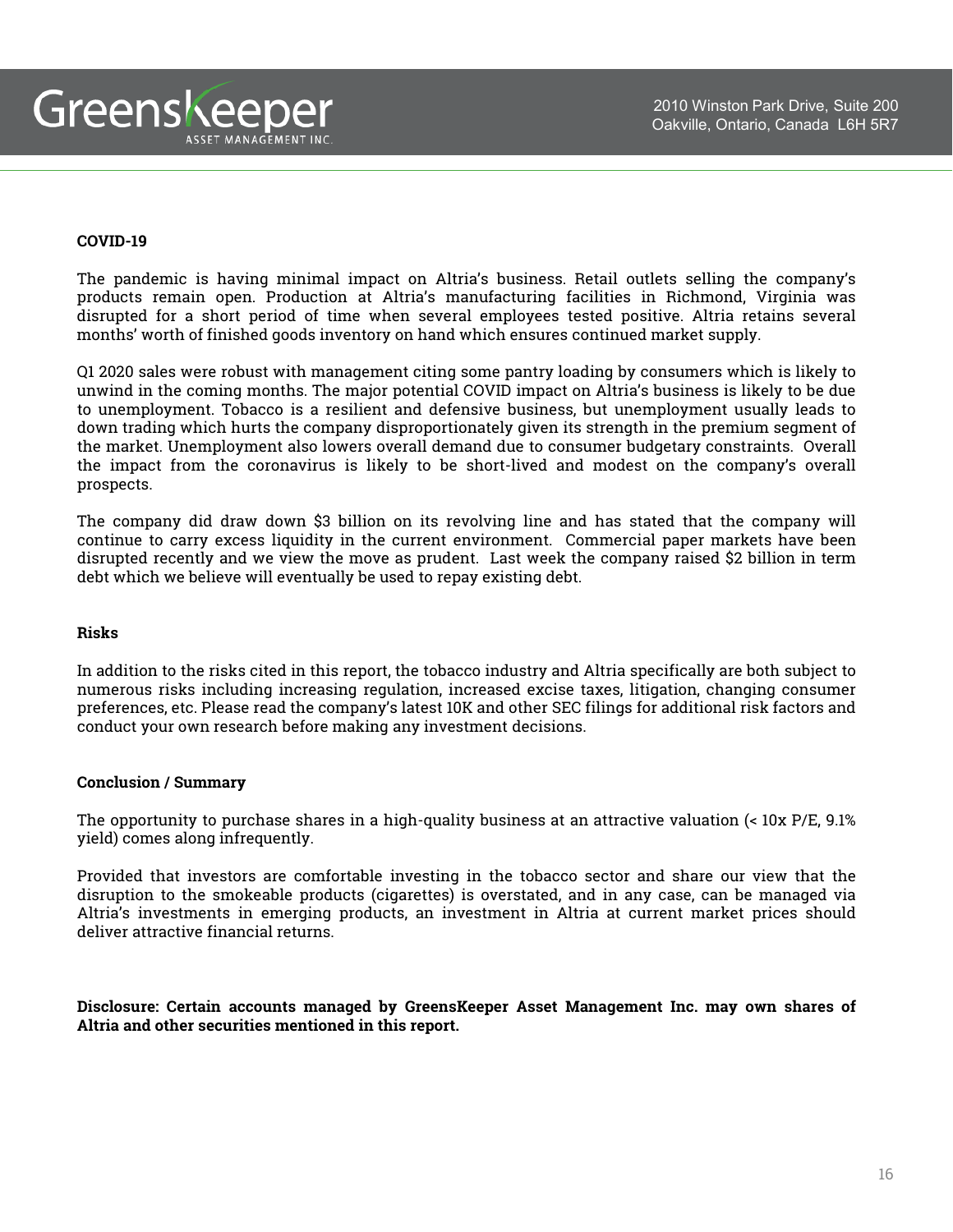**COVID-19**

The pandemic is having minimal impact on Altria's business. Retail outlets selling the company's products remain open. Production at Altria's manufacturing facilities in Richmond, Virginia was disrupted for a short period of time when several employees tested positive. Altria retains several months' worth of finished goods inventory on hand which ensures continued market supply.

Q1 2020 sales were robust with management citing some pantry loading by consumers which is likely to unwind in the coming months. The major potential COVID impact on Altria's business is likely to be due to unemployment. Tobacco is a resilient and defensive business, but unemployment usually leads to down trading which hurts the company disproportionately given its strength in the premium segment of the market. Unemployment also lowers overall demand due to consumer budgetary constraints. Overall the impact from the coronavirus is likely to be short-lived and modest on the company's overall prospects.

The company did draw down $3 billion on its revolving line and has stated that the company will continue to carry excess liquidity in the current environment. Commercial paper markets have been disrupted recently and we view the move as prudent. Last week the company raised $2 billion in term debt which we believe will eventually be used to repay existing debt.

**Risks**

In addition to the risks cited in this report, the tobacco industry and Altria specifically are both subject to numerous risks including increasing regulation, increased excise taxes, litigation, changing consumer preferences, etc. Please read the company's latest 10K and other SEC filings for additional risk factors and conduct your own research before making any investment decisions.

**Conclusion / Summary**

The opportunity to purchase shares in a high-quality business at an attractive valuation (< 10x P/E, 9.1% yield) comes along infrequently.

Provided that investors are comfortable investing in the tobacco sector and share our view that the disruption to the smokeable products (cigarettes) is overstated, and in any case, can be managed via Altria's investments in emerging products, an investment in Altria at current market prices should deliver attractive financial returns.

**Disclosure: Certain accounts managed by GreensKeeper Asset Management Inc. may own shares of Altria and other securities mentioned in this report.**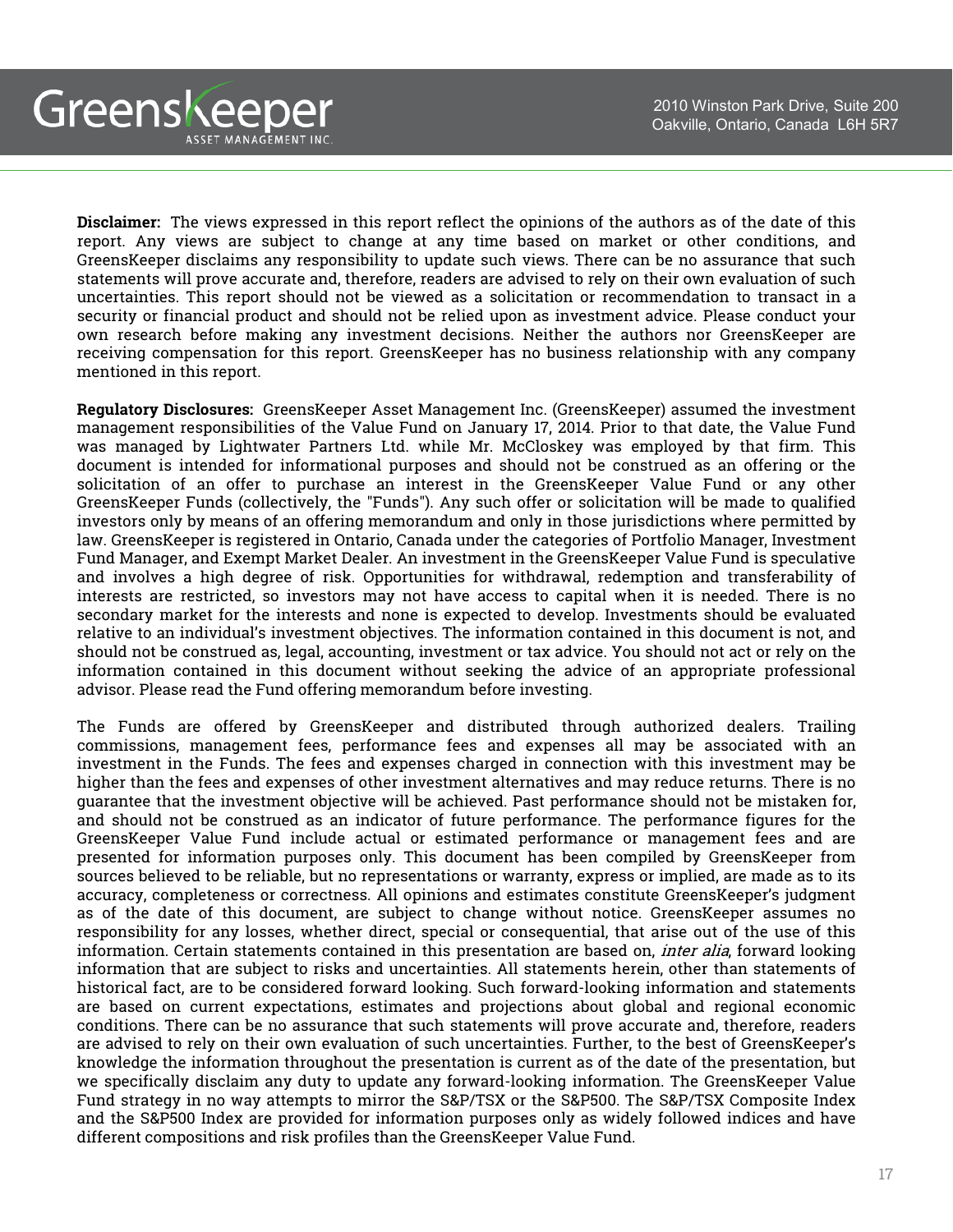**Disclaimer:** The views expressed in this report reflect the opinions of the authors as of the date of this report. Any views are subject to change at any time based on market or other conditions, and GreensKeeper disclaims any responsibility to update such views. There can be no assurance that such statements will prove accurate and, therefore, readers are advised to rely on their own evaluation of such uncertainties. This report should not be viewed as a solicitation or recommendation to transact in a security or financial product and should not be relied upon as investment advice. Please conduct your own research before making any investment decisions. Neither the authors nor GreensKeeper are receiving compensation for this report. GreensKeeper has no business relationship with any company mentioned in this report.

**Regulatory Disclosures:** GreensKeeper Asset Management Inc. (GreensKeeper) assumed the investment management responsibilities of the Value Fund on January 17, 2014. Prior to that date, the Value Fund was managed by Lightwater Partners Ltd. while Mr. McCloskey was employed by that firm. This document is intended for informational purposes and should not be construed as an offering or the solicitation of an offer to purchase an interest in the GreensKeeper Value Fund or any other GreensKeeper Funds (collectively, the "Funds"). Any such offer or solicitation will be made to qualified investors only by means of an offering memorandum and only in those jurisdictions where permitted by law. GreensKeeper is registered in Ontario, Canada under the categories of Portfolio Manager, Investment Fund Manager, and Exempt Market Dealer. An investment in the GreensKeeper Value Fund is speculative and involves a high degree of risk. Opportunities for withdrawal, redemption and transferability of interests are restricted, so investors may not have access to capital when it is needed. There is no secondary market for the interests and none is expected to develop. Investments should be evaluated relative to an individual's investment objectives. The information contained in this document is not, and should not be construed as, legal, accounting, investment or tax advice. You should not act or rely on the information contained in this document without seeking the advice of an appropriate professional advisor. Please read the Fund offering memorandum before investing.

The Funds are offered by GreensKeeper and distributed through authorized dealers. Trailing commissions, management fees, performance fees and expenses all may be associated with an investment in the Funds. The fees and expenses charged in connection with this investment may be higher than the fees and expenses of other investment alternatives and may reduce returns. There is no guarantee that the investment objective will be achieved. Past performance should not be mistaken for, and should not be construed as an indicator of future performance. The performance figures for the GreensKeeper Value Fund include actual or estimated performance or management fees and are presented for information purposes only. This document has been compiled by GreensKeeper from sources believed to be reliable, but no representations or warranty, express or implied, are made as to its accuracy, completeness or correctness. All opinions and estimates constitute GreensKeeper's judgment as of the date of this document, are subject to change without notice. GreensKeeper assumes no responsibility for any losses, whether direct, special or consequential, that arise out of the use of this information. Certain statements contained in this presentation are based on, *inter alia*, forward looking information that are subject to risks and uncertainties. All statements herein, other than statements of historical fact, are to be considered forward looking. Such forward-looking information and statements are based on current expectations, estimates and projections about global and regional economic conditions. There can be no assurance that such statements will prove accurate and, therefore, readers are advised to rely on their own evaluation of such uncertainties. Further, to the best of GreensKeeper's knowledge the information throughout the presentation is current as of the date of the presentation, but we specifically disclaim any duty to update any forward-looking information. The GreensKeeper Value Fund strategy in no way attempts to mirror the S&P/TSX or the S&P500. The S&P/TSX Composite Index and the S&P500 Index are provided for information purposes only as widely followed indices and have different compositions and risk profiles than the GreensKeeper Value Fund.